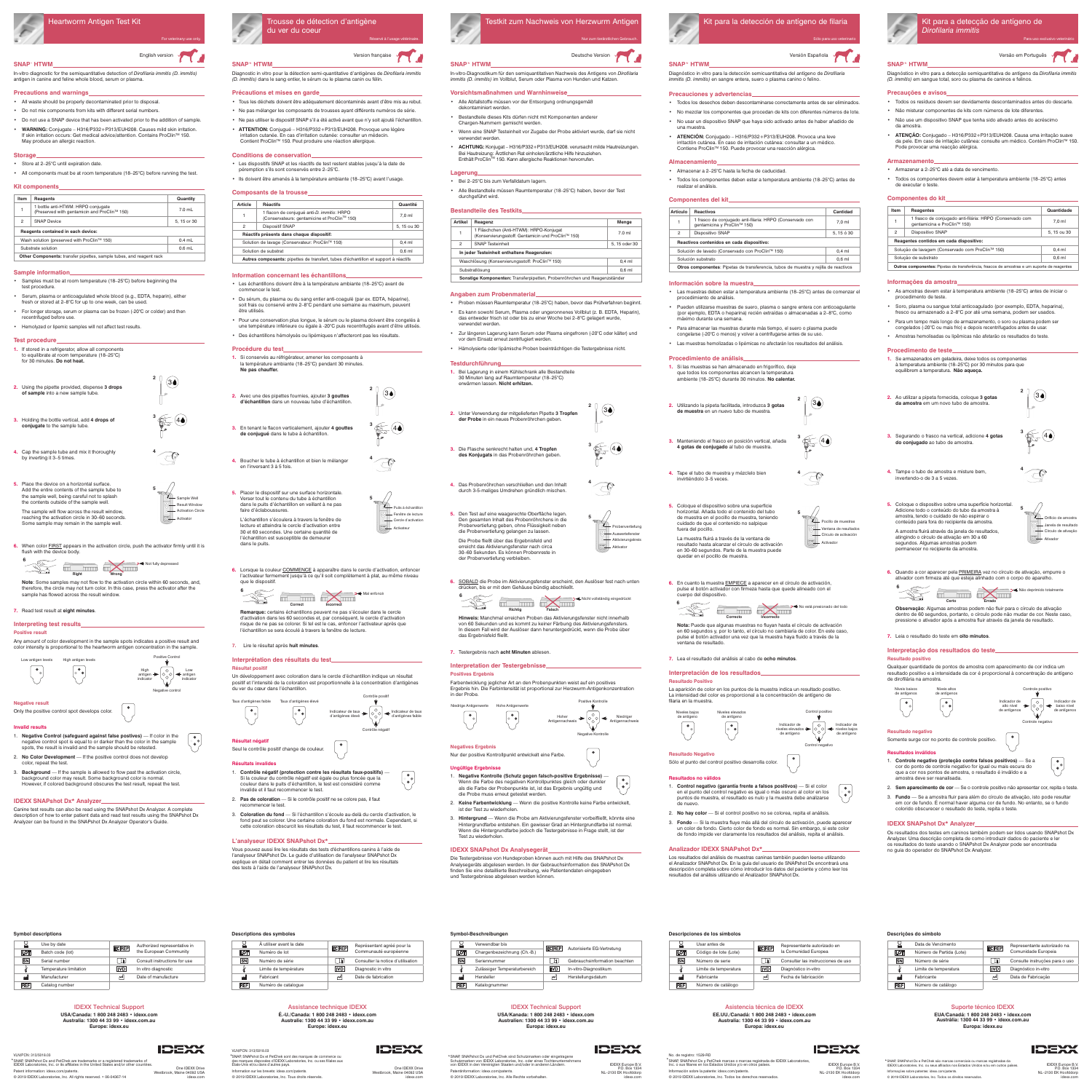# Heartworm Antigen Test Kit

For veterinary use only

English version

## SNAP* HTWM

In-vitro diagnostic for the semiquantitative detection of *Dirofilaria immitis (D. immitis)* antigen in canine and feline whole blood, serum or plasma.

### Precautions and warnings

- All waste should be properly decontaminated prior to disposal.
- Do not mix components from kits with different serial numbers.
- Do not use a SNAP device that has been activated prior to the addition of sample.
- **WARNING:** Conjugate – H316/P332+P313/EUH208. Causes mild skin irritation. If skin irritation occurs: Get medical advice/attention. Contains ProClin™ 150. May produce an allergic reaction.

### Storage

- Store at 2–25°C until expiration date.
- All components must be at room temperature (18–25°C) before running the test.

### Kit components

| Item | Reagents | Quantity |
|---|---|---|
| 1 | 1 bottle anti-HTWM: HRPO conjugate (Preserved with gentamicin and ProClin™ 150) | 7.0 mL |
| 2 | SNAP Device | 5, 15 or 30 |
| **Reagents contained in each device:** | | |
| Wash solution (preserved with ProClin™ 150) | | 0.4 mL |
| Substrate solution | | 0.6 mL |
| **Other Components:** transfer pipettes, sample tubes, and reagent rack | | |

### Sample information

- Samples must be at room temperature (18–25°C) before beginning the test procedure.
- Serum, plasma or anticoagulated whole blood (e.g., EDTA, heparin), either fresh or stored at 2–8°C for up to one week, can be used.
- For longer storage, serum or plasma can be frozen (-20°C or colder) and then recentrifuged before use.
- Hemolyzed or lipemic samples will not affect test results.

### Test procedure

1. If stored in a refrigerator, allow all components to equilibrate at room temperature (18–25°C) for 30 minutes. **Do not heat.**
2. Using the pipette provided, dispense **3 drops of sample** into a new sample tube.
3. Holding the bottle vertical, add **4 drops of conjugate** to the sample tube.
4. Cap the sample tube and mix it thoroughly by inverting it 3–5 times.
5. Place the device on a horizontal surface. Add the entire contents of the sample tube to the sample well, being careful not to splash the contents outside of the sample well.

   The sample will flow across the result window, reaching the activation circle in 30–60 seconds. Some sample may remain in the sample well.

   Sample Well · Result Window · Activation Circle · Activator

6. When color FIRST appears in the activation circle, push the activator firmly until it is flush with the device body.

   Right · Wrong · Not fully depressed

   **Note**: Some samples may not flow to the activation circle within 60 seconds, and, therefore, the circle may not turn color. In this case, press the activator after the sample has flowed across the result window.

7. Read test result at **eight minutes**.

### Interpreting test results

**Positive result**

Any amount of color development in the sample spots indicates a positive result and color intensity is proportional to the heartworm antigen concentration in the sample.

Low antigen levels · High antigen levels · Positive Control · High antigen indicator · Low antigen indicator · Negative control

**Negative result**

Only the positive control spot develops color.

**Invalid results**

1. **Negative Control (safeguard against false positives)** — If color in the negative control spot is equal to or darker than the color in the sample spots, the result is invalid and the sample should be retested.
2. **No Color Development** — If the positive control does not develop color, repeat the test.
3. **Background** — If the sample is allowed to flow past the activation circle, background color may result. Some background color is normal. However, if colored background obscures the test result, repeat the test.

### IDEXX SNAPshot Dx* Analyzer

Canine test results can also be read using the SNAPshot Dx Analyzer. A complete description of how to enter patient data and read test results using the SNAPshot Dx Analyzer can be found in the SNAPshot Dx Analyzer Operator's Guide.

### Symbol descriptions

| Symbol | Description | Symbol | Description |
|---|---|---|---|
| | Use by date | EC REP | Authorized representative in the European Community |
| LOT | Batch code (lot) | | Consult instructions for use |
| SN | Serial number | IVD | In vitro diagnostic |
| | Temperature limitation | | Date of manufacture |
| | Manufacturer | | |
| REF | Catalog number | | |

**IDEXX Technical Support**

**USA/Canada: 1 800 248 2483 • idexx.com**
**Australia: 1300 44 33 99 • idexx.com.au**
**Europe: idexx.eu**

VLN/PCN: 313/5016.03

*SNAP, SNAPshot Dx and PetChek are trademarks or a registered trademarks of IDEXX Laboratories, Inc. or its affiliates in the United States and/or other countries.
Patent information: idexx.com/patents.
© 2019 IDEXX Laboratories, Inc. All rights reserved. • 06-04067-14

One IDEXX Drive
Westbrook, Maine 04092 USA
idexx.com

---

# Trousse de détection d'antigène du ver du coeur

Réservé à l'usage vétérinaire

Version française

## SNAP* HTWM

Diagnostic in vitro pour la détection semi-quantitative d'antigènes de *Dirofilaria immitis (D. immitis)* dans le sang entier, le sérum ou le plasma canin ou félin.

### Précautions et mises en garde

- Tous les déchets doivent être adéquatement décontaminés avant d'être mis au rebut.
- Ne pas mélanger les composants de trousses ayant différents numéros de série.
- Ne pas utiliser le dispositif SNAP s'il a été activé avant qu'on n'y soit ajouté l'échantillon.
- **ATTENTION:** Conjugué – H316/P332+P313/EUH208. Provoque une légère irritation cutanée. En cas d'irritation cutanée: consulter un médecin. Contient ProClin™ 150. Peut produire une réaction allergique.

### Conditions de conservation

- Les dispositifs SNAP et les réactifs de test restent stables jusqu'à la date de péremption s'ils sont conservés entre 2–25°C.
- Ils doivent être amenés à la température ambiante (18–25°C) avant l'usage.

### Composants de la trousse

| Article | Réactifs | Quantité |
|---|---|---|
| 1 | 1 flacon de conjugué anti-*D. immitis*: HRPO (Conservateurs: gentamicine et ProClin™ 150) | 7,0 ml |
| 2 | Dispositif SNAP | 5, 15 ou 30 |
| **Réactifs présents dans chaque dispositif:** | | |
| Solution de lavage (Conservateur: ProClin™ 150) | | 0,4 ml |
| Solution de substrat | | 0,6 ml |
| **Autres composants:** pipettes de transfert, tubes d'échantillon et support à réactifs | | |

### Information concernant les échantillons

- Les échantillons doivent être à la température ambiante (18–25°C) avant de commencer le test.
- Du sérum, du plasma ou du sang entier anti-coagulé (par ex. EDTA, héparine), soit frais ou conservé entre 2–8°C pendant une semaine au maximum, peuvent être utilisés.
- Pour une conservation plus longue, le sérum ou le plasma doivent être congelés à une température inférieure ou égale à -20°C puis recentrifugés avant d'être utilisés.
- Des échantillons hémolysés ou lipémiques n'affecteront pas les résultats.

### Procédure du test

1. Si conservés au réfrigérateur, amener les composants à la température ambiante (18–25°C) pendant 30 minutes. **Ne pas chauffer.**
2. Avec une des pipettes fournies, ajouter **3 gouttes d'échantillon** dans un nouveau tube d'échantillon.
3. En tenant le flacon verticalement, ajouter **4 gouttes de conjugué** dans le tube à échantillon.
4. Boucher le tube à échantillon et bien le mélanger en l'inversant 3 à 5 fois.
5. Placer le dispositif sur une surface horizontale. Verser tout le contenu du tube à échantillon dans le puits d'échantillon en veillant à ne pas faire d'éclaboussures.

   L'échantillon s'écoulera à travers la fenêtre de lecture et atteindra le cercle d'activation entre 30 et 60 secondes. Une certaine quantité de l'échantillon est susceptible de demeurer dans le puits.

   Puits à échantillon · Fenêtre de lecture · Cercle d'activation · Activateur

6. Lorsque la couleur COMMENCE à apparaître dans le cercle d'activation, enfoncer l'activateur fermement jusqu'à ce qu'il soit complètement à plat, au même niveau que le dispositif.

   Correct · Incorrect · Mal enfoncé

   **Remarque:** certains échantillons peuvent ne pas s'écouler dans le cercle d'activation dans les 60 secondes et, par conséquent, le cercle d'activation risque de ne pas se colorer. Si tel est le cas, enfoncer l'activateur après que l'échantillon se soit écoulé à travers la fenêtre de lecture.

7. Lire le résultat après **huit minutes**.

### Interprétation des résultats du test

**Résultat positif**

Un développement avec coloration dans le cercle d'échantillon indique un résultat positif et l'intensité de la coloration est proportionnelle à la concentration d'antigènes du ver du cœur dans l'échantillon.

Taux d'antigènes faible · Taux d'antigènes élevé · Contrôle positif · Indicateur de taux d'antigènes élevé · Indicateur de taux d'antigènes faible · Contrôle négatif

**Résultat négatif**

Seul le contrôle positif change de couleur.

**Résultats invalides**

1. **Contrôle négatif (protection contre les résultats faux-positifs)** — Si la couleur du contrôle négatif est égale ou plus foncée que la couleur dans les puits d'échantillon, le test est considéré comme invalide et il faut recommencer le test.
2. **Pas de coloration** — Si le contrôle positif ne se colore pas, il faut recommencer le test.
3. **Coloration du fond** — Si l'échantillon s'écoule au-delà du cercle d'activation, le fond peut se colorer. Une certaine coloration du fond est normale. Cependant, si cette coloration obscurcit les résultats du test, il faut recommencer le test.

### L'analyseur IDEXX SNAPshot Dx*

Vous pouvez aussi lire les résultats des tests d'échantillons canins à l'aide de l'analyseur SNAPshot Dx. Le guide d'utilisation de l'analyseur SNAPshot Dx explique en détail comment entrer les données du patient et lire les résultats des tests à l'aide de l'analyseur SNAPshot Dx.

### Descriptions des symboles

| Symbole | Description | Symbole | Description |
|---|---|---|---|
| | À utiliser avant la date | EC REP | Représentant agréé pour la Communauté européenne |
| LOT | Numéro de lot | | Consulter la notice d'utilisation |
| SN | Numéro de série | IVD | Diagnostic in vitro |
| | Limite de température | | Date de fabrication |
| | Fabricant | | |
| REF | Numéro de catalogue | | |

**Assistance technique IDEXX**

**É.-U./Canada: 1 800 248 2483 • idexx.com**
**Australie: 1300 44 33 99 • idexx.com.au**
**Europe: idexx.eu**

VLN/PCN: 313/5016.03

*SNAP, SNAPshot Dx et PetChek sont des marques de commerce ou des marques déposées d'IDEXX Laboratories, Inc. ou ses filiales aux États-Unis et/ou dans d'autres pays.
Information sur les brevets: idexx.com/patents.
© 2019 IDEXX Laboratories, Inc. Tous droits réservés.

One IDEXX Drive
Westbrook, Maine 04092 USA
idexx.com

---

# Testkit zum Nachweis von Herzwurm Antigen

Nur zum tierärztlichen Gebrauch

Deutsche Version

## SNAP* HTWM

In-vitro-Diagnostikum für den semiquantitativen Nachweis des Antigens von *Dirofilaria immitis (D. immitis)* im Vollblut, Serum oder Plasma von Hunden und Katzen.

### Vorsichtsmaßnahmen und Warnhinweise

- Alle Abfallstoffe müssen vor der Entsorgung ordnungsgemäß dekontaminiert werden.
- Bestandteile dieses Kits dürfen nicht mit Komponenten anderer Chargen-Nummern gemischt werden.
- Wenn eine SNAP Testeinheit vor Zugabe der Probe aktiviert wurde, darf sie nicht verwendet werden.
- **ACHTUNG:** Konjugat – H316/P332+P313/EUH208. verursacht milde Hautreizungen. Bei Hautreizung: Ärztlichen Rat einholen/ärztliche Hilfe hinzuziehen. Enthält ProClin™ 150. Kann allergische Reaktionen hervorrufen.

### Lagerung

- Bei 2–25°C bis zum Verfalldatum lagern.
- Alle Bestandteile müssen Raumtemperatur (18–25°C) haben, bevor der Test durchgeführt wird.

### Bestandteile des Testkits

| Artikel | Reagenz | Menge |
|---|---|---|
| 1 | 1 Fläschchen (Anti-HTWM): HRPO-Konjugat (Konservierungsstoff: Gentamicin und ProClin™ 150) | 7.0 ml |
| 2 | SNAP Testeinheit | 5, 15 oder 30 |
| **In jeder Testeinheit enthaltene Reagenzien:** | | |
| Waschlösung (Konservierungsstoff: ProClin™ 150) | | 0,4 ml |
| Substratlösung | | 0,6 ml |
| **Sonstige Komponenten:** Transferpipetten, Probenröhrchen und Reagenzständer | | |

### Angaben zum Probenmaterial

- Proben müssen Raumtemperatur (18–25°C) haben, bevor das Prüfverfahren beginnt.
- Es kann sowohl Serum, Plasma oder ungeronnenes Vollblut (z. B. EDTA, Heparin), das entweder frisch ist oder bis zu einer Woche bei 2–8°C gelagert wurde, verwendet werden.
- Zur längeren Lagerung kann Serum oder Plasma eingefroren (-20°C oder kälter) und vor dem Einsatz erneut zentrifugiert werden.
- Hämolysierte oder lipämische Proben beeinträchtigen die Testergebnisse nicht.

### Testdurchführung

1. Bei Lagerung in einem Kühlschrank alle Bestandteile 30 Minuten lang auf Raumtemperatur (18–25°C) erwärmen lassen. **Nicht erhitzen.**
2. Unter Verwendung der mitgelieferten Pipette **3 Tropfen der Probe** in ein neues Probenröhrchen geben.
3. Die Flasche senkrecht halten und, **4 Tropfen des Konjugats** in das Probenröhrchen geben.
4. Das Probenröhrchen verschließen und den Inhalt durch 3-5-maliges Umdrehen gründlich mischen.
5. Den Test auf eine waagerechte Oberfläche legen. Den gesamten Inhalt des Probenröhrchens in die Probenvertiefung geben, ohne Flüssigkeit neben die Probenvertiefung gelangen zu lassen.

   Die Probe fließt über das Ergebnisfeld und erreicht das Aktivierungsfenster nach circa 30–60 Sekunden. Es können Probenreste in der Probenvertiefung verbleiben.

   Probenvertiefung · Auswertefenster · Aktivierungskreis · Aktivator

6. SOBALD die Probe im Aktivierungsfenster erscheint, den Auslöser fest nach unten drücken, bis er mit dem Gehäuse bündig abschließt.

   Richtig · Falsch · Nicht vollständig eingedrückt

   **Hinweis:** Manchmal erreichen Proben das Aktivierungsfenster nicht innerhalb von 60 Sekunden und es kommt zu keiner Färbung des Aktivierungsfensters. In diesem Fall wird der Auslöser dann heruntergedrückt, wenn die Probe über das Ergebnisfeld fließt.

7. Testergebnis nach **acht Minuten** ablesen.

### Interpretation der Testergebnisse

**Positives Ergebnis**

Farbentwicklung jeglicher Art an den Probenpunkten weist auf ein positives Ergebnis hin. Die Farbintensität ist proportional zur Herzwurm-Antigenkonzentration in der Probe.

Niedrige Antigenwerte · Hohe Antigenwerte · Positive Kontrolle · Hoher Antigennachweis · Niedriger Antigennachweis · Negative Kontrolle

**Negatives Ergebnis**

Nur der positive Kontrollpunkt entwickelt eine Farbe.

**Ungültige Ergebnisse**

1. **Negative Kontrolle (Schutz gegen falsch-positive Ergebnisse)** — Wenn die Farbe des negativen Kontrollpunktes gleich oder dunkler als die Farbe der Probenpunkte ist, ist das Ergebnis ungültig und die Probe muss erneut getestet werden.
2. **Keine Farbentwicklung** — Wenn die positive Kontrolle keine Farbe entwickelt, ist der Test zu wiederholen.
3. **Hintergrund** — Wenn die Probe am Aktivierungsfenster vorbeifließt, könnte eine Hintergrundfarbe entstehen. Ein gewisser Grad an Hintergrundfarbe ist normal. Wenn die Hintergrundfarbe jedoch die Testergebnisse in Frage stellt, ist der Test zu wiederholen.

### IDEXX SNAPshot Dx Analysegerät

Die Testergebnisse von Hundeproben können auch mit Hilfe des SNAPshot Dx Analysegeräts abgelesen werden. In der Gebrauchsinformation des SNAPshot Dx finden Sie eine detaillierte Beschreibung, wie Patientendaten eingegeben und Testergebnisse abgelesen werden können.

### Symbol-Beschreibungen

| Symbol | Beschreibung | Symbol | Beschreibung |
|---|---|---|---|
| | Verwendbar bis | EC REP | Autorisierte EG-Vertretung |
| LOT | Chargenbezeichnung (Ch.-B.) | | Gebrauchsinformation beachten |
| SN | Seriennummer | IVD | In-vitro-Diagnostikum |
| | Zulässiger Temperaturbereich | | Herstellungsdatum |
| | Hersteller | | |
| REF | Katalognummer | | |

**IDEXX Technical Support**

**USA/Kanada: 1 800 248 2483 • idexx.com**
**Australien: 1300 44 33 99 • idexx.com.au**
**Europa: idexx.eu**

*SNAP, SNAPshot Dx und PetChek sind Schutzmarken oder eingetragene Schutzmarken von IDEXX Laboratories, Inc. oder ihren Tochterunternehmens von IDEXX in den Vereinigten Staaten und/oder in anderen Ländern.
Patentinformation: idexx.com/patents.
© 2019 IDEXX Laboratories, Inc. Alle Rechte vorbehalten.

IDEXX Europe B.V.
P.O. Box 1334
NL-2130 EK Hoofddorp
idexx.com

---

# Kit para la detección de antígeno de filaria

Sólo para uso veterinario

Versión Española

## SNAP* HTWM

Diagnóstico in vitro para la detección semicuantitativa del antígeno de *Dirofilaria immitis (D. immitis)* en sangre entera, suero o plasma canino o felino.

### Precauciones y advertencias

- Todos los desechos deben descontaminarse correctamente antes de ser eliminados.
- No mezclar los componentes que procedan de kits con diferentes números de lote.
- No usar un dispositivo SNAP que haya sido activado antes de haber añadido de una muestra.
- **ATENCIÓN:** Conjugado – H316/P332+P313/EUH208. Provoca una leve irritación cutánea. En caso de irritación cutánea: consultar a un médico. Contiene ProClin™ 150. Puede provocar una reacción alérgica.

### Almacenamiento

- Almacenar a 2–25°C hasta la fecha de caducidad.
- Todos los componentes deben estar a temperatura ambiente (18–25°C) antes de realizar el análisis.

### Componentes del kit

| Artículo | Reactivos | Cantidad |
|---|---|---|
| 1 | 1 frasco de conjugado anti-filaria: HRPO (Conservado con gentamicina y ProClin™ 150) | 7,0 ml |
| 2 | Dispositivo SNAP | 5, 15 ó 30 |
| **Reactivos contenidos en cada dispositivo:** | | |
| Solución de lavado (Conservado con ProClin™ 150) | | 0,4 ml |
| Solución substrato | | 0,6 ml |
| **Otros componentes:** Pipetas de transferencia, tubos de muestra y rejilla de reactivos | | |

### Información sobre la muestra

- Las muestras deben estar a temperatura ambiente (18–25°C) antes de comenzar el procedimiento de análisis.
- Pueden utilizarse muestras de suero, plasma o sangre entera con anticoagulante (por ejemplo, EDTA o heparina) recién extraídas o almacenadas a 2–8°C, como máximo durante una semana.
- Para almacenar las muestras durante más tiempo, el suero o plasma puede congelarse (-20°C o menos) y volver a centrifugarse antes de su uso.
- Las muestras hemolizadas o lipémicas no afectarán los resultados del análisis.

### Procedimiento de análisis

1. Si las muestras se han almacenado en frigorífico, deje que todos los componentes alcancen la temperatura ambiente (18–25°C) durante 30 minutos. **No calentar.**
2. Utilizando la pipeta facilitada, introduzca **3 gotas de muestra** en un nuevo tubo de muestra.
3. Manteniendo el frasco en posición vertical, añada **4 gotas de conjugado** al tubo de muestra.
4. Tape el tubo de muestra y mézclelo bien invirtiéndolo 3–5 veces.
5. Coloque el dispositivo sobre una superficie horizontal. Añada todo el contenido del tubo de muestra en el pocillo de muestra, teniendo cuidado de que el contenido no salpique fuera del pocillo.

   La muestra fluirá a través de la ventana de resultado hasta alcanzar el círculo de activación en 30–60 segundos. Parte de la muestra puede quedar en el pocillo de muestra.

   Pocillo de muestras · Ventana de resultados · Círculo de activación · Activador

6. En cuanto la muestra EMPIECE a aparecer en el círculo de activación, pulse el botón activador con firmeza hasta que quede alineado con el cuerpo del dispositivo.

   Correcto · Incorrecto · No está presionado del todo

   **Nota:** Puede que algunas muestras no fluyan hasta el círculo de activación en 60 segundos y, por lo tanto, el círculo no cambiaría de color. En este caso, pulse el botón activador una vez que la muestra haya fluido a través de la ventana de resultado.

7. Lea el resultado del análisis al cabo de **ocho minutos**.

### Interpretación de los resultados

**Resultado Positivo**

La aparición de color en los puntos de la muestra indica un resultado positivo. La intensidad del color es proporcional a la concentración de antígeno de filaria en la muestra.

Niveles bajos de antígeno · Niveles elevados de antígeno · Control positivo · Indicador de niveles elevados de antígeno · Indicador de niveles bajos de antígeno · Control negativo

**Resultado Negativo**

Sólo el punto del control positivo desarrolla color.

**Resultados no válidos**

1. **Control negativo (garantía frente a falsos positivos)** — Si el color en el punto del control negativo es igual o más oscuro al color en los puntos de muestra, el resultado es nulo y la muestra debe analizarse de nuevo.
2. **No hay color** — Si el control positivo no se colorea, repita el análisis.
3. **Fondo** — Si la muestra fluye más allá del círculo de activación, puede aparecer un color de fondo. Cierto color de fondo es normal. Sin embargo, si este color de fondo impide ver claramente los resultados del análisis, repita el análisis.

### Analizador IDEXX SNAPshot Dx*

Los resultados del análisis de muestras caninas también pueden leerse utilizando el Analizador SNAPshot Dx. En la guía del usuario de SNAPshot Dx encontrará una descripción completa sobre cómo introducir los datos del paciente y cómo leer los resultados del análisis utilizando el Analizador SNAPshot Dx.

### Descripciones de los símbolos

| Símbolo | Descripción | Símbolo | Descripción |
|---|---|---|---|
| | Usar antes de | EC REP | Representante autorizado en la Comunidad Europea |
| LOT | Código de lote (Lote) | | Consultar las instrucciones de uso |
| SN | Número de serie | IVD | Diagnóstico in-vitro |
| | Límite de temperatura | | Fecha de fabricación |
| | Fabricante | | |
| REF | Número de catálogo | | |

**Asistencia técnica de IDEXX**

**EE.UU./Canadá: 1 800 248 2483 • idexx.com**
**Australia: 1300 44 33 99 • idexx.com.au**
**Europa: idexx.eu**

No. de registro: 1528-RD

*SNAP, SNAPshot Dx y PetChek son marcas o marcas registradas de IDEXX Laboratories, Inc. o sus filiales en los Estados Unidos y/o en otros países.
Información sobre la patente: idexx.com/patents.
© 2019 IDEXX Laboratories, Inc. Todos los derechos reservados.

IDEXX Europe B.V.
P.O. Box 1334
NL-2130 EK Hoofddorp
idexx.com

---

# Kit para a detecção de antígeno de *Dirofilaria immitis*

Para uso exclusivo veterinário

Versão em Português

## SNAP* HTWM

Diagnóstico in vitro para a deteção semiquantitativa de antígeno da *Dirofilaria immitis (D. immitis)* em sangue total, soro ou plasma de caninos e felinos.

### Precauções e avisos

- Todos os resíduos devem ser devidamente descontaminados antes do descarte.
- Não misturar componentes de kits com números de lote diferentes.
- Não use um dispositivo SNAP que tenha sido ativado antes do acréscimo da amostra.
- **ATENÇÃO:** Conjugado – H316/P332+P313/EUH208. Causa uma irritação suave da pele. Em caso de irritação cutânea: consulte um médico. Contém ProClin™ 150. Pode provocar uma reacção alérgica.

### Armazenamento

- Armazenar a 2–25°C até a data de vencimento.
- Todos os componentes devem estar à temperatura ambiente (18–25°C) antes de executar o teste.

### Componentes do kit

| Item | Reagentes | Quantidade |
|---|---|---|
| 1 | 1 frasco de conjugado anti-filária: HRPO (Conservado com gentamicina e ProClin™ 150) | 7,0 ml |
| 2 | Dispositivo SNAP | 5, 15 ou 30 |
| **Reagentes contidos em cada dispositivo:** | | |
| Solução de lavagem (Conservado com ProClin™ 150) | | 0,4 ml |
| Solução de substrato | | 0,6 ml |
| **Outros componentes:** Pipetas de transferência, frascos de amostras e um suporte de reagentes | | |

### Informações da amostra

- As amostras devem estar à temperatura ambiente (18–25°C) antes de iniciar o procedimento de teste.
- Soro, plasma ou sangue total anticoagulado (por exemplo, EDTA, heparina), fresco ou armazenado a 2–8°C por até uma semana, podem ser usados.
- Para um tempo mais longo de armazenamento, o soro ou plasma podem ser congelados (-20°C ou mais frio) e depois recentrifugados antes de usar.
- Amostras hemolisadas ou lipémicas não afetarão os resultados do teste.

### Procedimento de teste

1. Se armazenados em geladeira, deixe todos os componentes à temperatura ambiente (18–25°C) por 30 minutos para que equilibrem a temperatura. **Não aqueça.**
2. Ao utilizar a pipeta fornecida, coloque **3 gotas da amostra** em um novo tubo de amostra.
3. Segurando o frasco na vertical, adicione **4 gotas do conjugado** ao tubo de amostra.
4. Tampe o tubo de amostra e misture bem, invertendo-o de 3 a 5 vezes.
5. Coloque o dispositivo sobre uma superfície horizontal. Adicione todo o conteúdo do tubo da amostra à amostra, tendo o cuidado de não espirrar o conteúdo para fora do recipiente da amostra.

   A amostra fluirá através da janela de resultados, atingindo o círculo de ativação em 30 a 60 segundos. Algumas amostras podem permanecer no recipiente da amostra.

   Orifício de amostra · Janela de resultados · Círculo de ativação · Ativador

6. Quando a cor aparecer pela PRIMEIRA vez no círculo de ativação, empurre o ativador com firmeza até que esteja alinhado com o corpo do aparelho.

   Certo · Errado · Não deprimido totalmente

   **Observação:** Algumas amostras podem não fluir para o círculo de ativação dentro de 60 segundos, portanto, o círculo pode não mudar de cor. Neste caso, pressione o ativador após a amostra fluir através da janela de resultado.

7. Leia o resultado do teste em **oito minutos**.

### Interpretação dos resultados do teste

**Resultado positivo**

Qualquer quantidade de pontos de amostra com aparecimento de cor indica um resultado positivo e a intensidade da cor é proporcional à concentração de antígeno de dirofilária na amostra.

Níveis baixos de antígenos · Níveis altos de antígenos · Controle positivo · Indicador de alto nível de antígenos · Indicador de baixo nível de antígenos · Controle negativo

**Resultado negativo**

Somente surge cor no ponto de controle positivo.

**Resultados inválidos**

1. **Controle negativo (proteção contra falsos positivos)** — Se a cor do ponto de controle negativo for igual ou mais escura do que a cor nos pontos de amostra, o resultado é inválido e a amostra deve ser reanalisada.
2. **Sem aparecimento de cor** — Se o controle positivo não apresentar cor, repita o teste.
3. **Fundo** — Se a amostra fluir para além do círculo de ativação, isto pode resultar em cor de fundo. É normal haver alguma cor de fundo. No entanto, se o fundo colorido obscurecer o resultado de teste, repita o teste.

### IDEXX SNAPshot Dx* Analyzer

Os resultados dos testes em caninos também podem ser lidos usando SNAPshot Dx Analyzer. Uma descrição completa de como introduzir dados do paciente e ler os resultados do teste usando o SNAPshot Dx Analyzer pode ser encontrada no guia do operador do SNAPshot Dx Analyzer.

### Descrições do símbolo

| Símbolo | Descrição | Símbolo | Descrição |
|---|---|---|---|
| | Data de Vencimento | EC REP | Representante autorizado na Comunidade Europeia |
| LOT | Número de Partida (Lote) | | Consulte instruções para o uso |
| SN | Número de série | IVD | Diagnóstico in-vitro |
| | Limite de temperatura | | Data de Fabricação |
| | Fabricante | | |
| REF | Número de catálogo | | |

**Suporte técnico IDEXX**

**EUA/Canadá: 1 800 248 2483 • idexx.com**
**Austrália: 1300 44 33 99 • idexx.com.au**
**Europa: idexx.eu**

*SNAP, SNAPshot Dx e PetChek são marcas comerciais ou marcas registradas da IDEXX Laboratories, Inc. ou seus afiliados nos Estados Unidos e/ou em outros países.
Informações sobre patentes: idexx.com/patents.
© 2019 IDEXX Laboratories, Inc. Todos os direitos reservados.

IDEXX Europe B.V.
P.O. Box 1334
NL-2130 EK Hoofddorp
idexx.com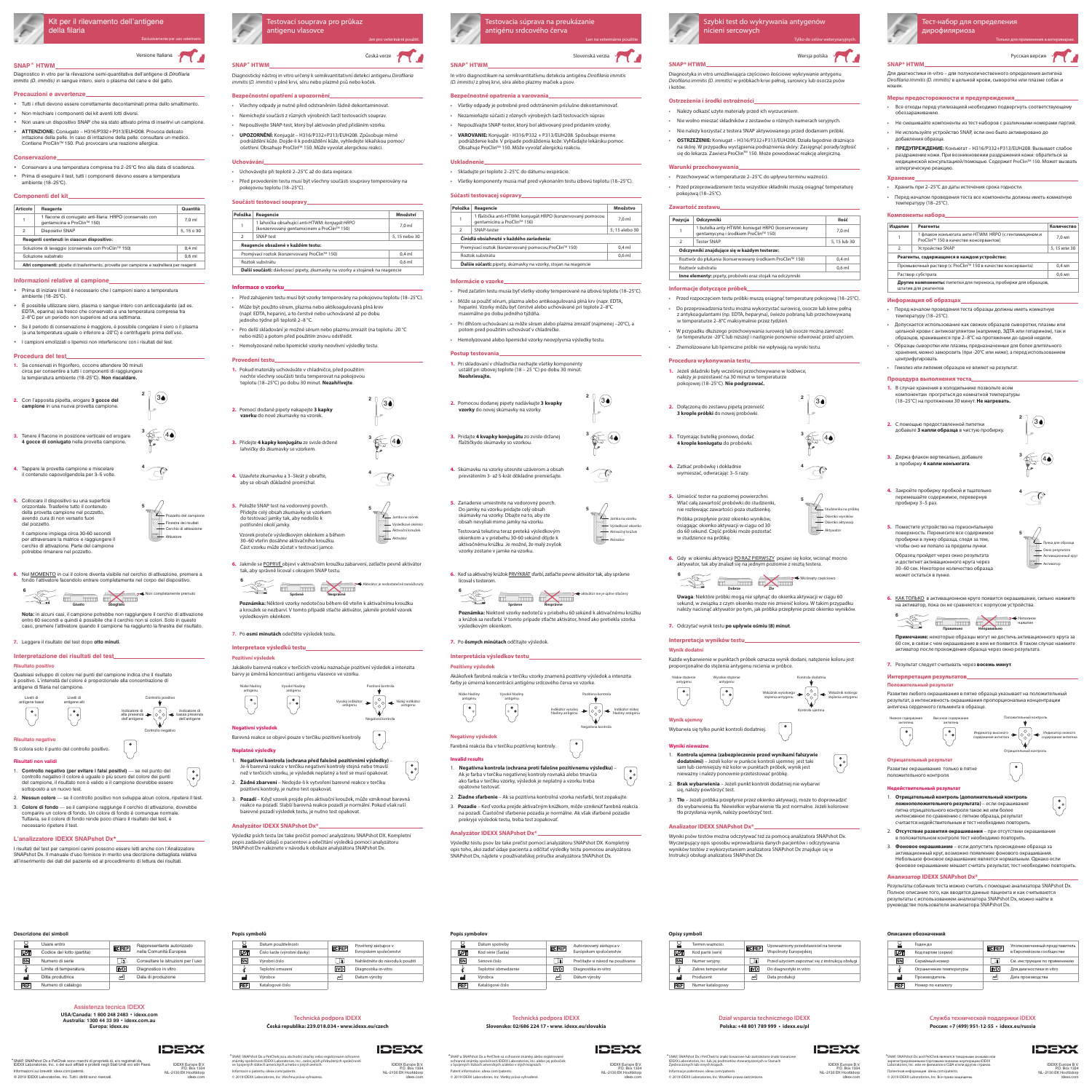# Kit per il rilevamento dell'antigene della filaria

Esclusivamente per uso veterinario

Versione Italiana

## SNAP® HTWM

Diagnostico in vitro per la rilevazione semi-quantitativa dell'antigene di *Dirofilaria immitis (D. immitis)* in sangue intero, siero o plasma del cane e del gatto.

### Precauzioni e avvertenze

- Tutti i rifiuti devono essere correttamente decontaminati prima dello smaltimento.
- Non mischiare i componenti dei kit aventi lotti diversi.
- Non usare un dispositivo SNAP che sia stato attivato prima di inserirvi un campione.
- **ATTENZIONE:** Coniugato – H316/P332+P313/EUH208. Provoca delicato irritazione della pelle. In caso di irritazione della pelle: consultare un medico. Contiene ProClin™ 150. Può provocare una reazione allergica.

### Conservazione

- Conservare a una temperatura compresa tra 2–25°C fino alla data di scadenza.
- Prima di eseguire il test, tutti i componenti devono essere a temperatura ambiente (18–25°C).

### Componenti del kit

| Articolo | Reagente | Quantità |
|---|---|---|
| 1 | 1 flacone di coniugato anti-filaria: HRPO (conservato con gentamicina e ProClin™ 150) | 7,0 ml |
| 2 | Dispositivi SNAP | 5, 15 o 30 |
| **Reagenti contenuti in ciascun dispositivo:** | | |
| Soluzione di lavaggio (conservata con ProClin™ 150) | | 0,4 ml |
| Soluzione substrato | | 0,6 ml |
| **Altri componenti:** pipette di trasferimento, provette per campione e rastrelliera per reagenti | | |

### Informazioni relative al campione

- Prima di iniziare il test è necessario che i campioni siano a temperatura ambiente (18–25°C).
- È possibile utilizzare siero, plasma o sangue intero con anticoagulante (ad es. EDTA, eparina) sia fresco che conservato a una temperatura compresa tra 2–8°C per un periodo non superiore ad una settimana.
- Se il periodo di conservazione è maggiore, è possibile congelare il siero o il plasma (a una temperatura uguale o inferiore a -20°C) e centrifugarlo prima dell'uso.
- I campioni emolizzati o lipemici non interferiscono con i risultati del test.

### Procedura del test

1. Se conservati in frigorifero, occorre attendere 30 minuti circa per consentire a tutti i componenti di raggiungere la temperatura ambiente (18–25°C). **Non riscaldare.**
2. Con l'apposita pipetta, erogare **3 gocce del campione** in una nuova provetta campione.
3. Tenere il flacone in posizione verticale ed erogare **4 gocce di coniugato** nella provetta campione.
4. Tappare la provetta campione e miscelare il contenuto capovolgendola per 3–5 volte.
5. Collocare il dispositivo su una superficie orizzontale. Trasferire tutto il contenuto della provetta campione nel pozzetto, avendo cura di non versarlo fuori dal pozzetto.

   Il campione impiega circa 30-60 secondi per attraversare la matrice e raggiungere il cerchio di attivazione. Parte del campione potrebbe rimanere nel pozzetto.

   Pozzetto del campione / Finestra dei risultati / Cerchio di attivazione / Attivatore

6. Nel MOMENTO in cui il colore diventa visibile nel cerchio di attivazione, premere a fondo l'attivatore facendolo entrare completamente nel corpo del dispositivo.

   Giusto / Sbagliato / Non completamente premuto

   **Nota:** in alcuni casi, il campione potrebbe non raggiungere il cerchio di attivazione entro 60 secondi e quindi è possibile che il cerchio non si colori. Solo in questo caso, premere l'attivatore quando il campione ha raggiunto la finestra dei risultati.

7. Leggere il risultato del test dopo **otto minuti**.

### Interpretazione dei risultati del test

#### Risultato positivo

Qualsiasi sviluppo di colore nei punti del campione indica che il risultato è positivo. L'intensità del colore è proporzionale alla concentrazione di antigene di filaria nel campione.

Livelli di antigene bassi / Livelli di antigene alti / Controllo positivo / Indicatore di alta presenza dell'antigene / Indicatore di bassa presenza dell'antigene / Controllo negativo

#### Risultato negativo

Si colora solo il punto del controllo positivo.

#### Risultati non validi

1. **Controllo negativo (per evitare i falsi positivi)** — se nel punto del controllo negativo il colore è uguale o più scuro del colore dei punti del campione, il risultato non è valido e il campione dovrebbe essere sottoposto a un nuovo test.
2. **Nessun colore** — se il controllo positivo non sviluppa alcun colore, ripetere il test.
3. **Colore di fondo** — se il campione raggiunge il cerchio di attivazione, dovrebbe comparire un colore di fondo. Un colore di fondo è comunque normale. Tuttavia, se il colore di fondo rende poco chiaro il risultato del test, è necessario ripetere il test.

### L'analizzatore IDEXX SNAPshot Dx®

I risultati del test per campioni canini possono essere letti anche con l'Analizzatore SNAPshot Dx. Il manuale d'uso fornisce in merito una descrizione dettagliata relativa all'inserimento dei dati del paziente ed al procedimento di lettura dei risultati.

### Descrizione dei simboli

| | | | |
|---|---|---|---|
| ⌛ | Usare entro | EC REP | Rappresentante autorizzato nella Comunità Europea |
| LOT | Codice del lotto (partita) | | |
| SN | Numero di serie | ⓘ | Consultare le istruzioni per l'uso |
| 🌡 | Limite di temperatura | IVD | Diagnostico in vitro |
| 🏭 | Ditta produttrice | | Data di produzione |
| REF | Numero di catalogo | | |

**Assistenza tecnica IDEXX**

**USA/Canada: 1 800 248 2483 • idexx.com**
**Australia: 1300 44 33 99 • idexx.com.au**
**Europa: idexx.eu**

*SNAP, SNAPshot Dx e PetChek sono marchi di proprietà di, e/o registrati da, IDEXX Laboratories, Inc. o delle sue affiliate e protetti negli Stati Uniti e/o in altri Paesi.
Informazioni sui brevetti: idexx.com/patents.
© 2019 IDEXX Laboratories, Inc. Tutti i diritti sono riservati.

IDEXX Europe B.V., P.O. Box 1334, NL-2130 EK Hoofddorp, idexx.com

---

# Testovací souprava pro průkaz antigenu vlasovce

Jen pro veterinární použití.

Česká verze

## SNAP® HTWM

Diagnostický nástroj in vitro určený k semikvantitativní detekci antigenu *Dirofilaria immitis (D. immitis)* v plné krvi, séru nebo plazmě psů nebo koček.

### Bezpečnostní opatření a upozornění

- Všechny odpady je nutné před odstraněním řádně dekontaminovat.
- Nemíchejte součásti z různých výrobních šarží testovacích souprav.
- Nepoužívejte SNAP-test, který byl aktivován před přidáním vzorku.
- **UPOZORNĚNÍ:** Konjugát – H316/P332+P313/EUH208. Způsobuje mírné podráždění kůže. Dojde-li k podráždění kůže, vyhledejte lékařskou pomoc/ošetření. Obsahuje ProClin™ 150. Může vyvolat alergickou reakci.

### Uchovávání

- Uchovávejte při teplotě 2–25 °C až do data expirace.
- Před provedením testu musí být všechny součásti soupravy temperovány na pokojovou teplotu (18–25 °C).

### Součásti testovací soupravy

| Položka | Reagencie | Množství |
|---|---|---|
| 1 | 1 lahvička obsahující anti-HTWM: *konjugát HRPO* (konzervovaný gentamicinem a ProClin™ 150) | 7,0 ml |
| 2 | SNAP test | 5, 15 nebo 30 |
| **Reagencie obsažené v každém testu:** | | |
| Promývací roztok (konzervovaný ProClin™ 150) | | 0,4 ml |
| Roztok substrátu | | 0,6 ml |
| **Další součásti:** dávkovací pipety, zkumavky na vzorky a stojánek na reagencie | | |

### Informace o vzorku

- Před zahájením testu musí být vzorky temperovány na pokojovou teplotu (18–25 °C).
- Může být použito sérum, plazma nebo antikoagulovaná plná krev (např. EDTA, heparin). Vzorky mohou být čerstvé nebo uchovávané až po dobu jednoho týdne při teplotě 2–8 °C.
- Pro delší skladování je možné sérum nebo plazmu zmrazit (na teplotu -20 °C nebo nižší) a potom před použitím stočit.
- Hemolyzované nebo lipemické vzorky neovlivní výsledky testu.

### Provedení testu

1. Pokud materiály uchováváte v chladničce, před použitím nechte všechny součásti testu temperovat na pokojovou teplotu (18–25 °C) po dobu 30 minut. **Nezahřívejte.**
2. Pomocí dodané pipety nakapejte **3 kapky vzorku** do nové zkumavky na vzorek.
3. Přidejte **4 kapky konjugátu** ze svisle držené lahvičky do zkumavky se vzorkem.
4. Uzavřete zkumavku a 3–5krát ji obraťte, aby se obsah důkladně promíchal.
5. Položte SNAP test na vodorovný povrch. Přidejte celý obsah zkumavky se vzorkem do testovací jamky tak, aby nedošlo k potřísnění okolí jamky.

   Vzorek proteče výsledkovým okénkem a během 30–60 vteřin dosáhne aktivačního kroužku. Část vzorku může zůstat v testovací jamce.

   Jamka na vzorek / Výsledkové okénko / Aktivační kroužek / Aktivátor

6. Jakmile se POPRVÉ objeví v aktivačním kroužku zabarvení, zatlačte pevně aktivátor tak, aby správně lícoval s okrajem SNAP testu.

   Správně / Nesprávně / Aktivátor je nedostatečně zamáčknutý

   **Poznámka:** Některé vzorky nedotečou během 60 vteřin k aktivačnímu kroužku a kroužek se nezbarví. V tomto případě stlačte aktivátor, jakmile proteků vzorek výsledkovým okénkem.

7. Po **osmi minutách** odečtěte výsledek testu.

### Interpretace výsledků testu

#### Pozitivní výsledek

Jakákoliv barevná reakce v tečkách vzorku naznačuje pozitivní výsledek a intenzita barvy je úměrná koncentraci antigenu vlasovce ve vzorku.

Nízké hladiny antigenu / Vysoké hladiny antigenu / Pozitivní kontrola / Vysoký indikátor antigenu / Nízký indikátor antigenu / Negativní kontrola

#### Negativní výsledek

Barevná reakce se objeví pouze v tečku pozitivní kontroly.

#### Neplatné výsledky

1. **Negativní kontrola (ochrana před falešně pozitivními výsledky)** – Je-li barevná reakce v tečku negativní kontroly stejně nebo tmavší než v tečkách vzorku, je výsledek neplatný a test se musí opakovat.
2. **Žádné zbarvení** – Nedojde-li k vytvoření barevné reakce v tečku pozitivní kontroly, je nutno test opakovat.
3. **Pozadí** – Když vzorek projde přes aktivační kroužek, může vzniknout barevná reakce na pozadí. Slabší barevná reakce pozadí je normální. Pokud však ruší barevné pozadí výsledek testu, je nutno test opakovat.

### Analyzátor IDEXX SNAPshot Dx®

Výsledek psích testu lze také přečíst pomocí analyzátoru SNAPshot Dx. Kompletní popis zadávání údajů o pacientovi a odečítání výsledků pomocí analyzátoru SNAPshot Dx naleznete v návodu k obsluze analyzátoru SNAPshot Dx.

### Popis symbolů

| | | | |
|---|---|---|---|
| ⌛ | Datum použitelnosti | EC REP | Pověřený zástupce v Evropském společenství |
| LOT | Číslo šarže (výrobní dávky) | | |
| SN | Výrobní číslo | ⓘ | Nahlédněte do návodu k použití |
| 🌡 | Teplotní omezení | IVD | Diagnostika in-vitro |
| 🏭 | Výrobce | | Datum výroby |
| REF | Katalogové číslo | | |

**Technická podpora IDEXX**

**Česká republika: 239.018.034 • www.idexx.eu/czech**

*SNAP, SNAPshot Dx a PetChek jsou obchodní značky nebo registrované ochranné známky společnosti IDEXX Laboratories, Inc., nebo jejích přidružených společností ve Spojených státech amerických a/nebo v jiných zemích.
Informace o patentu: idexx.com/patents.
© 2019 IDEXX Laboratories, Inc. Všechna práva vyhrazena.

IDEXX Europe B.V., P.O. Box 1334, NL-2130 EK Hoofddorp, idexx.com

---

# Testovacia súprava na preukázanie antigénu srdcového červa

Len na veterinárne použitie

Slovenská verzia

## SNAP® HTWM

In vitro diagnostikum na semikvantitatívnu detekciu antigénu *Dirofilaria immitis (D. immitis)* z plnej krvi, séra alebo plazmy mačiek a psov.

### Bezpečnostné opatrenia a varovania

- Všetky odpady je potrebné pred odstránením príslušne dekontaminovať.
- Nezamieňajte súčasti z rôznych výrobných šarží testovacích súprav.
- Nepoužívajte SNAP-tester, ktorý bol aktivovaný pred pridaním vzorky.
- **VAROVANIE:** Konjugát - H316/P332 + P313/EUH208. Spôsobuje mierne podráždenie kože. V prípade podráždenia kože: Vyhľadajte lekársku pomoc. Obsahuje ProClin™ 150. Môže vyvolať alergickú reakciu.

### Uskladnenie

- Skladujte pri teplote 2–25°C do dátumu exspirácie.
- Všetky komponenty musia mať pred vykonaním testu izbovú teplotu (18–25°C).

### Súčasti testovacej súpravy

| Položka | Reagencie | Množstvo |
|---|---|---|
| 1 | 1 fľaštička anti-HTWM: konjugát HRPO (konzervovaný pomocou gentamicínu a ProClin™ 150) | 7,0 ml |
| 2 | SNAP-tester | 5, 15 alebo 30 |
| **Činidlá obsiahnuté v každého zariadenia:** | | |
| Premývací roztok (konzervovaný pomocou ProClin™ 150) | | 0,4 ml |
| Roztok substrátu | | 0,6 ml |
| **Ďalšie súčasti:** pipety, skúmavky na vzorky, stojan na reagencie | | |

### Informácie o vzorke

- Pred začatím testu musia byť všetky vzorky temperované na izbovú teplotu (18–25°C).
- Môže sa použiť sérum, plazma alebo antikoagulovaná plná krv (napr. EDTA, heparín). Vzorky môžu byť čerstvé alebo uchovávané pri teplote 2–8°C maximálne po dobu jedného týždňa.
- Pri dlhšom uchovávaní sa môže sérum alebo plazma zmraziť (najmenej –20°C), a potom pred použitím uchovávať v chladničke.
- Hemolyzované alebo lipemické vzorky neovplyvnia výsledky testu.

### Postup testovania

1. Pri skladovaní v chladničke nechajte všetky komponenty ustáliť pri izbovej teplote (18 – 25 °C) po dobu 30 minút. **Neohrievajte.**
2. Pomocou dodanej pipety nadávkujte **3 kvapky vzorky** do novej skúmavky na vzorky.
3. Pridajte **4 kvapky konjugátu** zo zvislo držanej fľaštičky do skúmavky so vzorkou.
4. Skúmavku na vzorky utesnite uzáverom a obsah prevrátením 3- až 5-krát dôkladne premiešajte.
5. Zariadenie umiestnite na vodorovný povrch. Do jamky na vzorku pridajte celý obsah skúmavky na vzorky. Dbajte na to, aby ste obsah nevyliali mimo jamky na vzorku.

   Testovaná tekutina teraz preteká výsledkovým okienkom a v priebehu 30-60 sekúnd dôjde k aktivačnému krúžku. Je možné, že malý zvyšok vzorky zostane v jamke na vzorku.

   Jamka na vzorku / Výsledkové okienko / Aktivačný krúžok / Aktivátor

6. Keď sa aktivačný krúžok PRVÝKRÁT zafarbí, zatlačte pevne aktivátor tak, aby správne lícoval s testerom.

   Správne / Nesprávne / aktivátor nie je úplne stlačený

   **Poznámka:** Niektoré vzorky nedotečú v priebehu 60 sekúnd k aktivačnému krúžku a krúžok sa nesfarbí. V tomto prípade stlačte aktivátor, hneď ako pretiekla vzorka výsledkovým okienkom.

7. Po **ôsmych minútach** odčítajte výsledok.

### Interpretácia výsledkov testu

#### Pozitívny výsledok

Akákoľvek farebná reakcia v tečku vzorky znamená pozitívny výsledok a intenzita farby je úmerná koncentrácii antigénu srdcového červa vo vzorke.

Nízke hladiny antigénu / Vysoké hladiny antigénu / Pozitívna kontrola / Indikátor vysokej hladiny antigénu / Indikátor nízkej hladiny antigénu / Negatívna kontrola

#### Negatívny výsledok

Farebná reakcia iba v tečku pozitívnej kontroly.

#### Invalid results

1. **Negatívna kontrola (ochrana proti falošne pozitívnemu výsledku)** – Ak je farba v tečku negatívnej kontroly rovnaká alebo tmavšia ako farba v tečku vzorky, výsledok je neplatný a vzorka treba opätovne testovať.
2. **Žiadne sfarbenie** – Ak sa pozitívna kontrolná vzorka nesfarbí, test zopakujte.
3. **Pozadie** – Keď vzorka prejde aktivačným krúžkom, môže vzniknúť farebná reakcia na pozadí. Čiastočné sfarbenie pozadia je normálne. Ak však sfarbené pozadie prekryje výsledok testu, treba test zopakovať.

### Analyzátor IDEXX SNAPshot Dx®

Výsledky testu psov tiež je možné prečítať pomocou analyzátora SNAPshot Dx. Kompletný opis toho, ako zadať údaje pacienta a odčítať výsledky testu pomocou analyzátora SNAPshot Dx, nájdete v používateľskej príručke analyzátora SNAPshot Dx.

### Popis symbolov

| | | | |
|---|---|---|---|
| ⌛ | Dátum spotreby | EC REP | Autorizovaný zástupca v Európskom spoločenstve |
| LOT | Kód série (šarža) | | |
| SN | Sériové číslo | ⓘ | Prečítajte si návod na používanie |
| 🌡 | Teplotné obmedzenie | IVD | Diagnostika in-vitro |
| 🏭 | Výrobca | | Dátum výroby |
| REF | Katalógové číslo | | |

**Technická podpora IDEXX**

**Slovensko: 02/686 224 17 • www.idexx.eu/slovakia**

*SNAP a SNAPshot Dx a PetChek sú ochranné známky alebo registrované ochranné známky spoločnosti IDEXX Laboratories, Inc. alebo jej pobočiek v Spojených štátoch amerických a/alebo v iných krajinách.
Patent information: idexx.com/patents.
© 2019 IDEXX Laboratories, Inc. Všetky práva vyhradené.

IDEXX Europe B.V., P.O. Box 1334, NL-2130 EK Hoofddorp, idexx.com

---

# Szybki test do wykrywania antygenów nicieni sercowych

Tylko do celów weterynaryjnych.

Wersja polska

## SNAP® HTWM

Diagnostyka in vitro umożliwiająca częściowo ilościowe wykrywanie antygenu *Dirofilaria immitis (D. immitis)* w próbkach krwi pełnej, surowicy lub osocza psów i kotów.

### Ostrzeżenia i środki ostrożności

- Należy odkazić użyte materiały przed ich wyrzuceniem.
- Nie wolno mieszać składników z zestawów o różnych numerach seryjnych.
- Nie należy korzystać z testera SNAP aktywowanego przed dodaniem próbki.
- **OSTRZEŻENIE:** Koniugat – H316/P332+P313/EUH208. Działa łagodnie drażniąco na skórę. W przypadku wystąpienia podrażnienia skóry: Zasięgnąć porady/zgłosić się do lekarza. Zawiera ProClin™ 150. Może powodować reakcję alergiczną.

### Warunki przechowywania

- Przechowywać w temperaturze 2–25°C do upływu terminu ważności.
- Przed przeprowadzeniem testu wszystkie składniki muszą osiągnąć temperaturę pokojową (18–25°C).

### Zawartość zestawu

| Pozycja | Odczynniki | Ilość |
|---|---|---|
| 1 | 1 butelka anty-HTWM: koniugat HRPO (konserwowany gentamycyną i środkiem ProClin™ 150) | 7,0 ml |
| 2 | Tester SNAP | 5, 15 lub 30 |
| **Odczynniki znajdujące się w każdym testerze:** | | |
| Roztwór do płukania (konserwowany środkiem ProClin™ 150) | | 0,4 ml |
| Roztwór substratu | | 0,6 ml |
| **Inne elementy:** pipety, probówki oraz stojak na odczynniki | | |

### Informacje dotyczące próbek

- Przed rozpoczęciem testu próbki muszą osiągnąć temperaturę pokojową (18–25°C).
- Do przeprowadzenia testu można wykorzystać surowicę, osocze lub krew pełną z antykoagulantem (np. EDTA, heparyna), świeżo pobraną lub przechowywaną w temperaturze 2–8°C maksymalnie przez tydzień.
- W przypadku dłuższego przechowywania surowicę lub osocze można zamrozić (w temperaturze -20°C lub niższej) i następnie poddać wirowaniu przed użyciem.
- Zhemolizowane lub lipemiczne próbki nie wpływają na wyniki testu.

### Procedura wykonywania testu

1. Jeżeli składniki były wcześniej przechowywane w lodówce, należy je pozostawić na 30 minut w temperaturze pokojowej (18–25°C). **Nie podgrzewać.**
2. Dołączoną do zestawu pipetą przenieść **3 krople próbki** do nowej probówki.
3. Trzymając butelkę pionowo, dodać **4 krople koniugatu** do probówki.
4. Zatkać probówkę i dokładnie wymieszać, odwracając 3-5 razy.
5. Umieścić tester na poziomej powierzchni. Wlać całą zawartość probówki do studzienki, nie rozlewając zawartości poza studzienkę.

   Próbka przepłynie przez okienko wyników, osiągając okienko aktywacji w ciągu od 30 do 60 sekund. Część próbki może pozostać w studzience na próbkę.

   Studzienka na próbkę / Okienko wyników / Okienko aktywacji / Aktywator

6. Gdy w okienku aktywacji PO RAZ PIERWSZY pojawi się kolor, wcisnąć mocno aktywator, tak aby znalazł się na jednym poziomie z resztą testera.

   Dobrze / Źle / Wciśnięty częściowo

   **Uwaga:** Niektóre próbki mogą nie spłynąć do okienka aktywacji w ciągu 60 sekund, w związku z czym okienko może nie zmienić koloru. W takim przypadku należy nacisnąć aktywator po tym, jak próbka przepłynie przez okienko wyników.

7. Odczytać wynik testu **po upływie ośmiu (8) minut**.

### Interpretacja wyników testu

#### Wynik dodatni

Każde wybarwienie w punktach próbek oznacza wynik dodatni; natężenie koloru jest proporcjonalne do stężenia antygenu nicienia w próbce.

Niskie stężenie antygenu / Wysokie stężenie antygenu / Kontrola dodatnia / Wskaźnik wysokiego stężenia antygenu / Wskaźnik niskiego stężenia antygenu / Kontrola ujemna

#### Wynik ujemny

Wybarwia się tylko punkt kontroli dodatniej.

#### Wyniki nieważne

1. **Kontrola ujemna (zabezpieczenie przed wynikami fałszywie dodatnimi)** – Jeżeli kolor w punkcie kontroli ujemnej jest taki sam lub ciemniejszy niż kolor w punktach próbek, wynik jest nieważny i należy ponownie przetestować próbkę.
2. **Brak wybarwienia** – Jeżeli punkt kontroli dodatniej nie wybarwi się, należy powtórzyć test.
3. **Tło** – Jeżeli próbka przepłynie przez okienko aktywacji, może to doprowadzić do wybarwienia tła. Niewielkie wybarwienie tła jest normalne. Jeżeli kolorowe tło przysłania wynik, należy powtórzyć test.

### Analizator IDEXX SNAPshot Dx®

Wyniki psów testów można odczytywać też za pomocą analizatora SNAPshot Dx. Wyczerpujący opis sposobu wprowadzania danych pacjentów i odczytywania wyników testów z wykorzystaniem analizatora SNAPshot Dx znajduje się w Instrukcji obsługi analizatora SNAPshot Dx.

### Opisy symboli

| | | | |
|---|---|---|---|
| ⌛ | Termin ważności | EC REP | Upoważniony przedstawiciel na terenie Wspólnoty Europejskiej |
| LOT | Kod partii (serii) | | |
| SN | Numer seryjny | ⓘ | Przed użyciem zapoznać się z instrukcją obsługi |
| 🌡 | Zakres temperatur | IVD | Do diagnostyki in vitro |
| 🏭 | Producent | | Data produkcji |
| REF | Numer katalogowy | | |

**Dział wsparcia technicznego IDEXX**

**Polska: +48 801 789 999 • idexx.eu/pl**

*SNAP, SNAPshot Dx i PetChek to znaki towarowe lub zastrzeżone znaki towarowe IDEXX Laboratories, Inc. lub jej podmiotów stowarzyszonych w Stanach Zjednoczonych i/lub innych krajach.
Informacje patentowe: idexx.com/patents.
© 2019 IDEXX Laboratories, Inc. Wszelkie prawa zastrzeżone.

IDEXX Europe B.V., P.O. Box 1334, NL-2130 EK Hoofddorp, idexx.com

---

# Тест-набор для определения дирофиляриоза

Только для применения в ветеринарии.

Русская версия

## SNAP® HTWM

Для диагностики in-vitro – для полуколичественного определения антигена *Dirofilaria immitis (D. immitis)* в цельной крови, сыворотке или плазме собак и кошек.

### Меры предосторожности и предупреждения

- Все отходы перед утилизацией необходимо подвергнуть соответствующему обеззараживанию.
- Не смешивайте компоненты из тест-наборов с различными номерами партий.
- Не используйте устройство SNAP, если оно было активировано до добавления образца.
- **ПРЕДУПРЕЖДЕНИЕ:** Конъюгат – H316/P332+P313/EUH208. Вызывает слабое раздражение кожи. При возникновении раздражения кожи: обратиться за медицинской консультацией/помощью. Содержит ProClin™ 150. Может вызвать аллергическую реакцию.

### Хранение

- Хранить при 2–25°C до даты истечения срока годности.
- Перед началом проведения теста все компоненты должны иметь комнатную температуру (18–25°C).

### Компоненты набора

| Изделие | Реагенты | Количество |
|---|---|---|
| 1 | 1 флакон конъюгата анти-HTWM: HRPO (с гентамицином и ProClin™ 150 в качестве консервантов) | 7,0 мл |
| 2 | Устройство SNAP | 5, 15 или 30 |
| **Реагенты, содержащиеся в каждом устройстве:** | | |
| Промывочный раствор (с ProClin™ 150 в качестве консерванта) | | 0,4 мл |
| Раствор субстрата | | 0,6 мл |
| **Другие компоненты:** пипетки для переноса, пробирки для образцов, штатив для реагентов | | |

### Информация об образцах

- Перед началом проведения теста образцы должны иметь комнатную температуру (18–25°C).
- Допускается использование как свежих образцов сыворотки, плазмы или цельной крови с антикоагулянтом (например, ЭДТА или гепарином), так и образцов, хранившихся при 2–8°C на протяжении до одной недели.
- Образцы сыворотки или плазмы, предназначенные для более длительного хранения, можно заморозить (при -20°C или ниже), а перед использованием центрифугировать.
- Гемолиз или липемия образцов не влияют на результат.

### Процедура выполнения теста

1. В случае хранения в холодильнике позвольте всем компонентам прогреться до комнатной температуры (18–25°C) на протяжении 30 минут. **Не нагревать.**
2. С помощью предоставленной пипетки добавьте **3 капли образца** в чистую пробирку.
3. Держа флакон вертикально, добавьте в пробирку **4 капли конъюгата**.
4. Закройте пробирку пробкой и тщательно перемешайте содержимое, перевернув пробирку 3–5 раз.
5. Поместите устройство на горизонтальную поверхность. Перенесите все содержимое пробирки в лунку образца, следя за тем, чтобы оно не попало за пределы лунки.

   Образец пройдет через окно результата и достигнет активационного круга через 30–60 сек. Некоторое количество образца может остаться в лунке.

   Лунка для образца / Окно результата / Активационный круг / Активатор

6. КАК ТОЛЬКО в активационном круге появится окрашивание, сильно нажмите на активатор, пока он не сравняется с корпусом устройства.

   Правильно / Неправильно / Неполное нажатие

   **Примечание:** некоторые образцы могут не достичь активационного круга за 60 сек, в связи с чем окрашивание в нем не появится. В таком случае нажмите активатор после прохождения образца через окно результата.

7. Результат следует считывать через **восемь минут**.

### Интерпретация результатов

#### Положительный результат

Развитие любого окрашивания в пятне образца указывает на положительный результат, а интенсивность окрашивания пропорциональна концентрации антигена сердечного гельминта в образце.

Низкое содержание антигена / Высокое содержание антигена / Положительный контроль / Индикатор высокого содержания антигена / Индикатор низкого содержания антигена / Отрицательный контроль

#### Отрицательный результат

Развитие окрашивания только в пятне положительного контроля.

#### Недействительный результат

1. **Отрицательный контроль (дополнительный контроль ложноположительного результата)** – если окрашивание пятна отрицательного контроля такое же или более интенсивное по сравнению с пятном образца, результат считается недействительным и тест необходимо повторить.
2. **Отсутствие развития окрашивания** – при отсутствии окрашивания в положительном контроле тест необходимо повторить.
3. **Фоновое окрашивание** – если допустить прохождение образца за активационный круг, возможно появление фонового окрашивания. Небольшое фоновое окрашивание является нормальным. Однако если фоновое окрашивание мешает считать результат, тест необходимо повторить.

### Анализатор IDEXX SNAPshot Dx®

Результаты собачьих теста можно считать с помощью анализатора SNAPshot Dx. Полное описание того, как вводятся данные пациента и как считываются результаты с использованием анализатора SNAPshot Dx, можно найти в руководстве пользователя анализатора SNAPshot Dx.

### Описание обозначений

| | | | |
|---|---|---|---|
| ⌛ | Годен до | EC REP | Уполномоченный представитель в Европейском сообществе |
| LOT | Код партии (серии) | | |
| SN | Серийный номер | ⓘ | См. инструкции по применению |
| 🌡 | Ограничение температуры | IVD | Для диагностики in vitro |
| 🏭 | Производитель | | Дата производства |
| REF | Номер по каталогу | | |

**Служба технической поддержки IDEXX**

**Россия: +7 (499) 951-12-55 • idexx.eu/russia**

*SNAP, SNAPshot Dx and PetChek являются товарными знаками или зарегистрированными товарными знаками корпорации IDEXX Laboratories, Inc. или ее филиалов в США и/или других странах.
Патентная информация: idexx.com/patents.
© 2019 IDEXX Laboratories, Inc. Все права защищены.

IDEXX Europe B.V., P.O. Box 1334, NL-2130 EK Hoofddorp, idexx.com